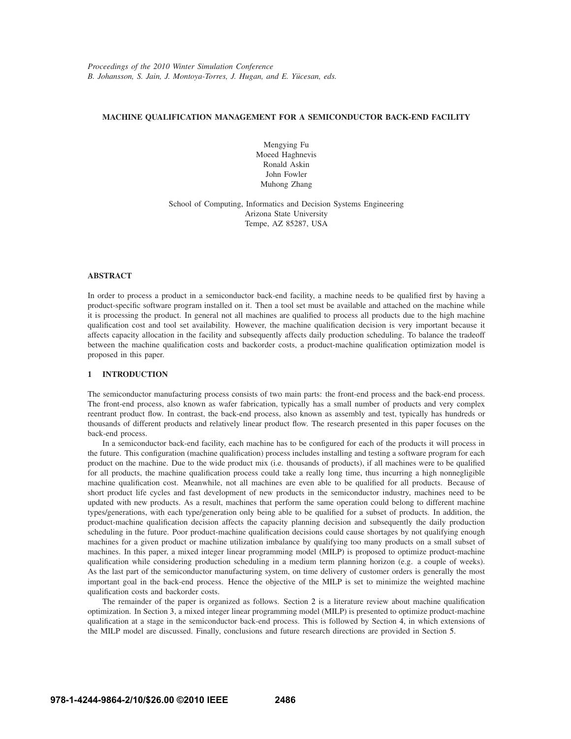*Proceedings of the 2010 Winter Simulation Conference*
*B. Johansson, S. Jain, J. Montoya-Torres, J. Hugan, and E. Yücesan, eds.*

# MACHINE QUALIFICATION MANAGEMENT FOR A SEMICONDUCTOR BACK-END FACILITY

Mengying Fu
Moeed Haghnevis
Ronald Askin
John Fowler
Muhong Zhang

School of Computing, Informatics and Decision Systems Engineering
Arizona State University
Tempe, AZ 85287, USA

## ABSTRACT

In order to process a product in a semiconductor back-end facility, a machine needs to be qualified first by having a product-specific software program installed on it. Then a tool set must be available and attached on the machine while it is processing the product. In general not all machines are qualified to process all products due to the high machine qualification cost and tool set availability. However, the machine qualification decision is very important because it affects capacity allocation in the facility and subsequently affects daily production scheduling. To balance the tradeoff between the machine qualification costs and backorder costs, a product-machine qualification optimization model is proposed in this paper.

## 1 INTRODUCTION

The semiconductor manufacturing process consists of two main parts: the front-end process and the back-end process. The front-end process, also known as wafer fabrication, typically has a small number of products and very complex reentrant product flow. In contrast, the back-end process, also known as assembly and test, typically has hundreds or thousands of different products and relatively linear product flow. The research presented in this paper focuses on the back-end process.

In a semiconductor back-end facility, each machine has to be configured for each of the products it will process in the future. This configuration (machine qualification) process includes installing and testing a software program for each product on the machine. Due to the wide product mix (i.e. thousands of products), if all machines were to be qualified for all products, the machine qualification process could take a really long time, thus incurring a high nonnegligible machine qualification cost. Meanwhile, not all machines are even able to be qualified for all products. Because of short product life cycles and fast development of new products in the semiconductor industry, machines need to be updated with new products. As a result, machines that perform the same operation could belong to different machine types/generations, with each type/generation only being able to be qualified for a subset of products. In addition, the product-machine qualification decision affects the capacity planning decision and subsequently the daily production scheduling in the future. Poor product-machine qualification decisions could cause shortages by not qualifying enough machines for a given product or machine utilization imbalance by qualifying too many products on a small subset of machines. In this paper, a mixed integer linear programming model (MILP) is proposed to optimize product-machine qualification while considering production scheduling in a medium term planning horizon (e.g. a couple of weeks). As the last part of the semiconductor manufacturing system, on time delivery of customer orders is generally the most important goal in the back-end process. Hence the objective of the MILP is set to minimize the weighted machine qualification costs and backorder costs.

The remainder of the paper is organized as follows. Section 2 is a literature review about machine qualification optimization. In Section 3, a mixed integer linear programming model (MILP) is presented to optimize product-machine qualification at a stage in the semiconductor back-end process. This is followed by Section 4, in which extensions of the MILP model are discussed. Finally, conclusions and future research directions are provided in Section 5.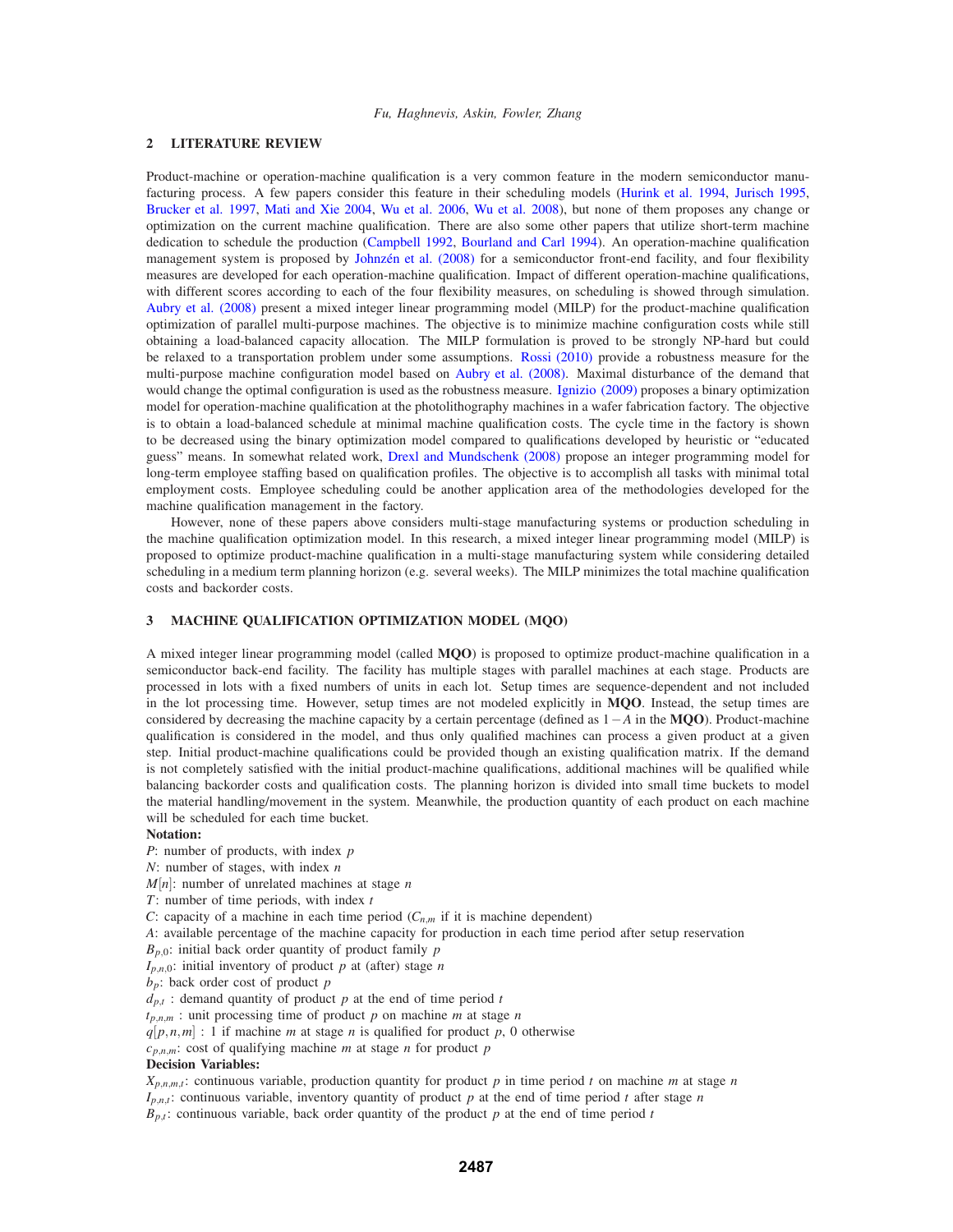## 2 LITERATURE REVIEW

Product-machine or operation-machine qualification is a very common feature in the modern semiconductor manufacturing process. A few papers consider this feature in their scheduling models (Hurink et al. 1994, Jurisch 1995, Brucker et al. 1997, Mati and Xie 2004, Wu et al. 2006, Wu et al. 2008), but none of them proposes any change or optimization on the current machine qualification. There are also some other papers that utilize short-term machine dedication to schedule the production (Campbell 1992, Bourland and Carl 1994). An operation-machine qualification management system is proposed by Johnzén et al. (2008) for a semiconductor front-end facility, and four flexibility measures are developed for each operation-machine qualification. Impact of different operation-machine qualifications, with different scores according to each of the four flexibility measures, on scheduling is showed through simulation. Aubry et al. (2008) present a mixed integer linear programming model (MILP) for the product-machine qualification optimization of parallel multi-purpose machines. The objective is to minimize machine configuration costs while still obtaining a load-balanced capacity allocation. The MILP formulation is proved to be strongly NP-hard but could be relaxed to a transportation problem under some assumptions. Rossi (2010) provide a robustness measure for the multi-purpose machine configuration model based on Aubry et al. (2008). Maximal disturbance of the demand that would change the optimal configuration is used as the robustness measure. Ignizio (2009) proposes a binary optimization model for operation-machine qualification at the photolithography machines in a wafer fabrication factory. The objective is to obtain a load-balanced schedule at minimal machine qualification costs. The cycle time in the factory is shown to be decreased using the binary optimization model compared to qualifications developed by heuristic or "educated guess" means. In somewhat related work, Drexl and Mundschenk (2008) propose an integer programming model for long-term employee staffing based on qualification profiles. The objective is to accomplish all tasks with minimal total employment costs. Employee scheduling could be another application area of the methodologies developed for the machine qualification management in the factory.

However, none of these papers above considers multi-stage manufacturing systems or production scheduling in the machine qualification optimization model. In this research, a mixed integer linear programming model (MILP) is proposed to optimize product-machine qualification in a multi-stage manufacturing system while considering detailed scheduling in a medium term planning horizon (e.g. several weeks). The MILP minimizes the total machine qualification costs and backorder costs.

## 3 MACHINE QUALIFICATION OPTIMIZATION MODEL (MQO)

A mixed integer linear programming model (called **MQO**) is proposed to optimize product-machine qualification in a semiconductor back-end facility. The facility has multiple stages with parallel machines at each stage. Products are processed in lots with a fixed numbers of units in each lot. Setup times are sequence-dependent and not included in the lot processing time. However, setup times are not modeled explicitly in **MQO**. Instead, the setup times are considered by decreasing the machine capacity by a certain percentage (defined as $1-A$ in the **MQO**). Product-machine qualification is considered in the model, and thus only qualified machines can process a given product at a given step. Initial product-machine qualifications could be provided though an existing qualification matrix. If the demand is not completely satisfied with the initial product-machine qualifications, additional machines will be qualified while balancing backorder costs and qualification costs. The planning horizon is divided into small time buckets to model the material handling/movement in the system. Meanwhile, the production quantity of each product on each machine will be scheduled for each time bucket.

**Notation:**

$P$: number of products, with index $p$

$N$: number of stages, with index $n$

$M[n]$: number of unrelated machines at stage $n$

$T$: number of time periods, with index $t$

$C$: capacity of a machine in each time period ($C_{n,m}$ if it is machine dependent)

$A$: available percentage of the machine capacity for production in each time period after setup reservation

$B_{p,0}$: initial back order quantity of product family $p$

$I_{p,n,0}$: initial inventory of product $p$ at (after) stage $n$

$b_p$: back order cost of product $p$

$d_{p,t}$ : demand quantity of product $p$ at the end of time period $t$

$t_{p,n,m}$ : unit processing time of product $p$ on machine $m$ at stage $n$

$q[p,n,m]$ : 1 if machine $m$ at stage $n$ is qualified for product $p$, 0 otherwise

$c_{p,n,m}$: cost of qualifying machine $m$ at stage $n$ for product $p$

**Decision Variables:**

$X_{p,n,m,t}$: continuous variable, production quantity for product $p$ in time period $t$ on machine $m$ at stage $n$

$I_{p,n,t}$: continuous variable, inventory quantity of product $p$ at the end of time period $t$ after stage $n$

$B_{p,t}$: continuous variable, back order quantity of the product $p$ at the end of time period $t$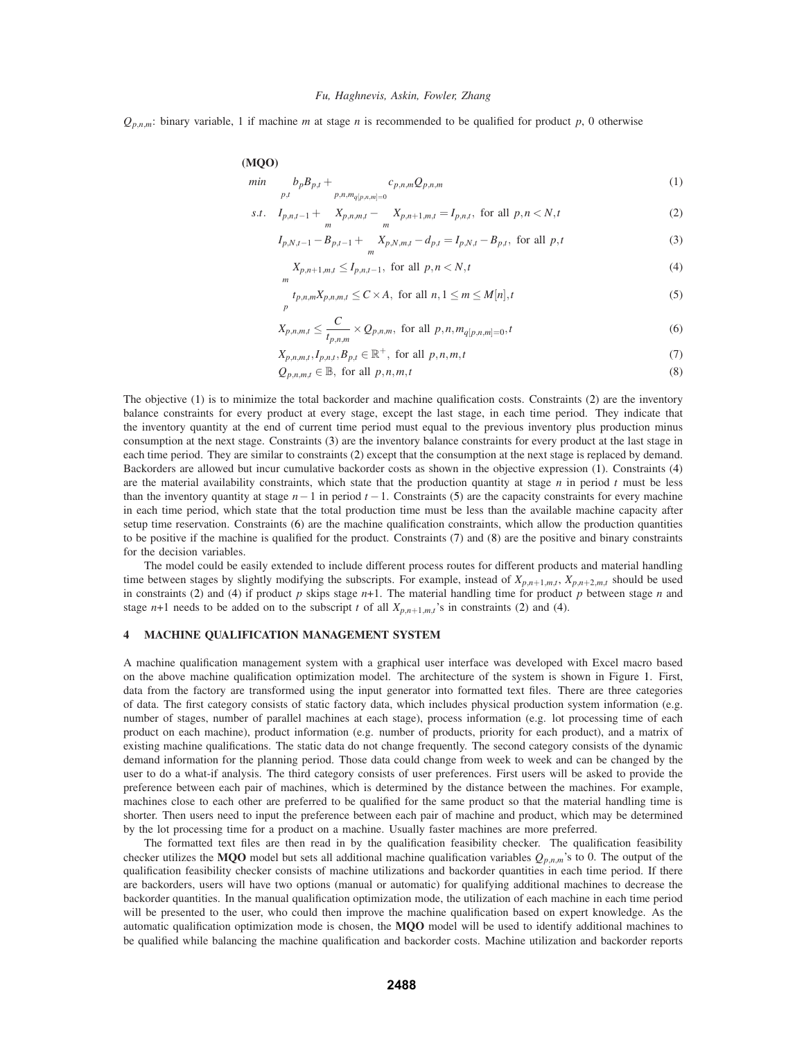$Q_{p,n,m}$: binary variable, 1 if machine $m$ at stage $n$ is recommended to be qualified for product $p$, 0 otherwise

**(MQO)**

$$min \sum_{p,t} b_p B_{p,t} + \sum_{p,n,m_{q[p,n,m]=0}} c_{p,n,m} Q_{p,n,m} \tag{1}$$

$$s.t. \quad I_{p,n,t-1} + \sum_m X_{p,n,m,t} - \sum_m X_{p,n+1,m,t} = I_{p,n,t}, \text{ for all } p,n < N,t \tag{2}$$

$$I_{p,N,t-1} - B_{p,t-1} + \sum_m X_{p,N,m,t} - d_{p,t} = I_{p,N,t} - B_{p,t}, \text{ for all } p,t \tag{3}$$

$$\sum_m X_{p,n+1,m,t} \leq I_{p,n,t-1}, \text{ for all } p,n < N,t \tag{4}$$

$$\sum_p t_{p,n,m} X_{p,n,m,t} \leq C \times A, \text{ for all } n, 1 \leq m \leq M[n],t \tag{5}$$

$$X_{p,n,m,t} \leq \frac{C}{t_{p,n,m}} \times Q_{p,n,m}, \text{ for all } p,n,m_{q[p,n,m]=0},t \tag{6}$$

$$X_{p,n,m,t}, I_{p,n,t}, B_{p,t} \in \mathbb{R}^+, \text{ for all } p,n,m,t \tag{7}$$

$$Q_{p,n,m,t} \in \mathbb{B}, \text{ for all } p,n,m,t \tag{8}$$

The objective (1) is to minimize the total backorder and machine qualification costs. Constraints (2) are the inventory balance constraints for every product at every stage, except the last stage, in each time period. They indicate that the inventory quantity at the end of current time period must equal to the previous inventory plus production minus consumption at the next stage. Constraints (3) are the inventory balance constraints for every product at the last stage in each time period. They are similar to constraints (2) except that the consumption at the next stage is replaced by demand. Backorders are allowed but incur cumulative backorder costs as shown in the objective expression (1). Constraints (4) are the material availability constraints, which state that the production quantity at stage $n$ in period $t$ must be less than the inventory quantity at stage $n-1$ in period $t-1$. Constraints (5) are the capacity constraints for every machine in each time period, which state that the total production time must be less than the available machine capacity after setup time reservation. Constraints (6) are the machine qualification constraints, which allow the production quantities to be positive if the machine is qualified for the product. Constraints (7) and (8) are the positive and binary constraints for the decision variables.

The model could be easily extended to include different process routes for different products and material handling time between stages by slightly modifying the subscripts. For example, instead of $X_{p,n+1,m,t}$, $X_{p,n+2,m,t}$ should be used in constraints (2) and (4) if product $p$ skips stage $n$+1. The material handling time for product $p$ between stage $n$ and stage $n$+1 needs to be added on to the subscript $t$ of all $X_{p,n+1,m,t}$'s in constraints (2) and (4).

## 4 MACHINE QUALIFICATION MANAGEMENT SYSTEM

A machine qualification management system with a graphical user interface was developed with Excel macro based on the above machine qualification optimization model. The architecture of the system is shown in Figure 1. First, data from the factory are transformed using the input generator into formatted text files. There are three categories of data. The first category consists of static factory data, which includes physical production system information (e.g. number of stages, number of parallel machines at each stage), process information (e.g. lot processing time of each product on each machine), product information (e.g. number of products, priority for each product), and a matrix of existing machine qualifications. The static data do not change frequently. The second category consists of the dynamic demand information for the planning period. Those data could change from week to week and can be changed by the user to do a what-if analysis. The third category consists of user preferences. First users will be asked to provide the preference between each pair of machines, which is determined by the distance between the machines. For example, machines close to each other are preferred to be qualified for the same product so that the material handling time is shorter. Then users need to input the preference between each pair of machine and product, which may be determined by the lot processing time for a product on a machine. Usually faster machines are more preferred.

The formatted text files are then read in by the qualification feasibility checker. The qualification feasibility checker utilizes the **MQO** model but sets all additional machine qualification variables $Q_{p,n,m}$'s to 0. The output of the qualification feasibility checker consists of machine utilizations and backorder quantities in each time period. If there are backorders, users will have two options (manual or automatic) for qualifying additional machines to decrease the backorder quantities. In the manual qualification optimization mode, the utilization of each machine in each time period will be presented to the user, who could then improve the machine qualification based on expert knowledge. As the automatic qualification optimization mode is chosen, the **MQO** model will be used to identify additional machines to be qualified while balancing the machine qualification and backorder costs. Machine utilization and backorder reports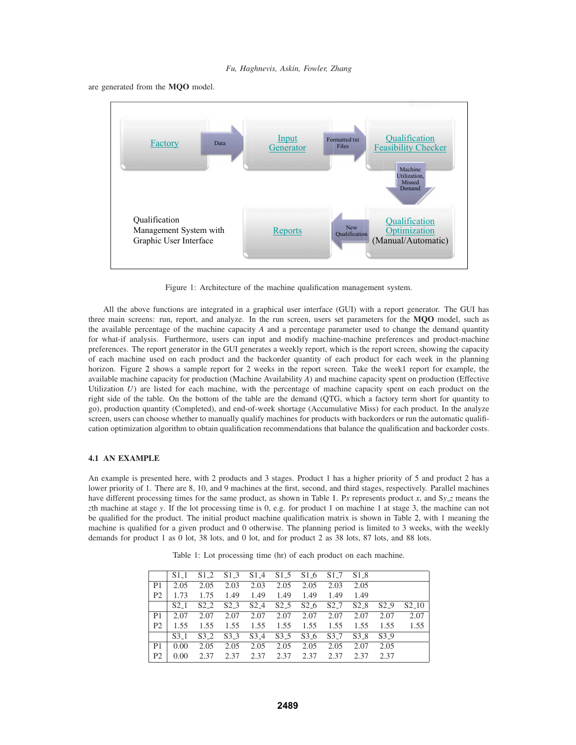are generated from the **MQO** model.

Factory → Data → Input Generator → Formatted txt Files → Qualification Feasibility Checker → Machine Utilization, Missed Demand → Qualification Optimization (Manual/Automatic) → New Qualification → Reports

Qualification Management System with Graphic User Interface

Figure 1: Architecture of the machine qualification management system.

All the above functions are integrated in a graphical user interface (GUI) with a report generator. The GUI has three main screens: run, report, and analyze. In the run screen, users set parameters for the **MQO** model, such as the available percentage of the machine capacity $A$ and a percentage parameter used to change the demand quantity for what-if analysis. Furthermore, users can input and modify machine-machine preferences and product-machine preferences. The report generator in the GUI generates a weekly report, which is the report screen, showing the capacity of each machine used on each product and the backorder quantity of each product for each week in the planning horizon. Figure 2 shows a sample report for 2 weeks in the report screen. Take the week1 report for example, the available machine capacity for production (Machine Availability $A$) and machine capacity spent on production (Effective Utilization $U$) are listed for each machine, with the percentage of machine capacity spent on each product on the right side of the table. On the bottom of the table are the demand (QTG, which a factory term short for quantity to go), production quantity (Completed), and end-of-week shortage (Accumulative Miss) for each product. In the analyze screen, users can choose whether to manually qualify machines for products with backorders or run the automatic qualification optimization algorithm to obtain qualification recommendations that balance the qualification and backorder costs.

### 4.1 AN EXAMPLE

An example is presented here, with 2 products and 3 stages. Product 1 has a higher priority of 5 and product 2 has a lower priority of 1. There are 8, 10, and 9 machines at the first, second, and third stages, respectively. Parallel machines have different processing times for the same product, as shown in Table 1. P$x$ represents product $x$, and S$y$_$z$ means the $z$th machine at stage $y$. If the lot processing time is 0, e.g. for product 1 on machine 1 at stage 3, the machine can not be qualified for the product. The initial product machine qualification matrix is shown in Table 2, with 1 meaning the machine is qualified for a given product and 0 otherwise. The planning period is limited to 3 weeks, with the weekly demands for product 1 as 0 lot, 38 lots, and 0 lot, and for product 2 as 38 lots, 87 lots, and 88 lots.

Table 1: Lot processing time (hr) of each product on each machine.

| | S1_1 | S1_2 | S1_3 | S1_4 | S1_5 | S1_6 | S1_7 | S1_8 | | |
|---|---|---|---|---|---|---|---|---|---|---|
| P1 | 2.05 | 2.05 | 2.03 | 2.03 | 2.05 | 2.05 | 2.03 | 2.05 | | |
| P2 | 1.73 | 1.75 | 1.49 | 1.49 | 1.49 | 1.49 | 1.49 | 1.49 | | |
| | S2_1 | S2_2 | S2_3 | S2_4 | S2_5 | S2_6 | S2_7 | S2_8 | S2_9 | S2_10 |
| P1 | 2.07 | 2.07 | 2.07 | 2.07 | 2.07 | 2.07 | 2.07 | 2.07 | 2.07 | 2.07 |
| P2 | 1.55 | 1.55 | 1.55 | 1.55 | 1.55 | 1.55 | 1.55 | 1.55 | 1.55 | 1.55 |
| | S3_1 | S3_2 | S3_3 | S3_4 | S3_5 | S3_6 | S3_7 | S3_8 | S3_9 | |
| P1 | 0.00 | 2.05 | 2.05 | 2.05 | 2.05 | 2.05 | 2.05 | 2.07 | 2.05 | |
| P2 | 0.00 | 2.37 | 2.37 | 2.37 | 2.37 | 2.37 | 2.37 | 2.37 | 2.37 | |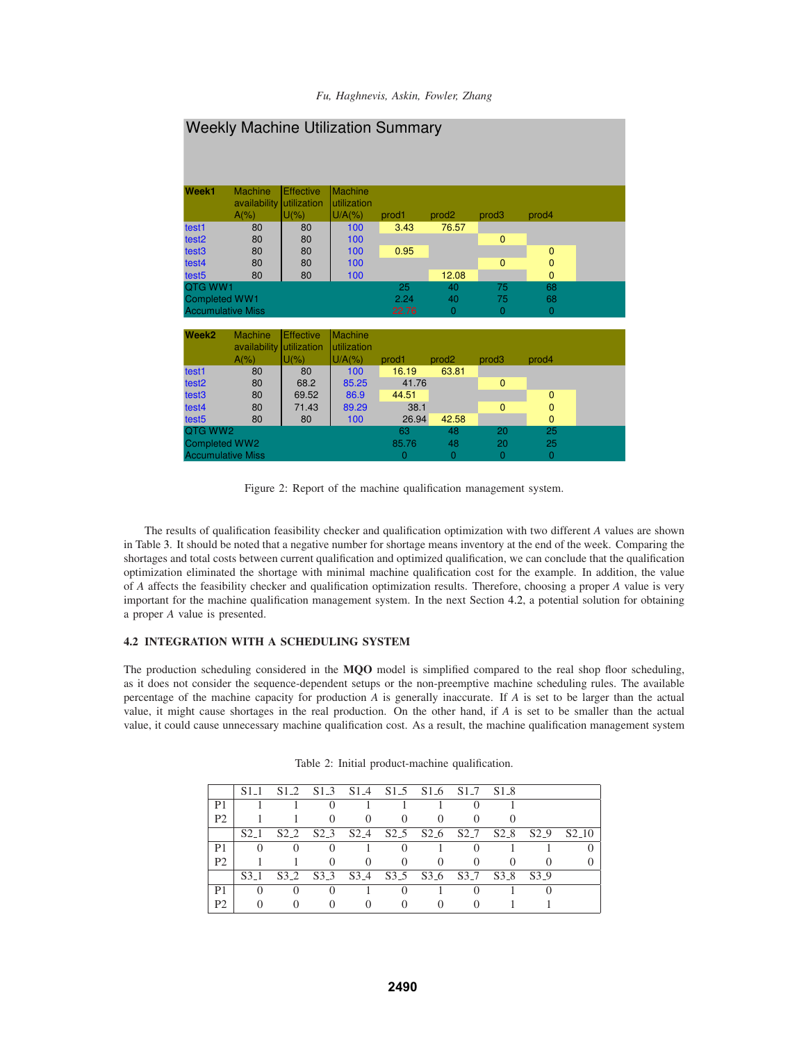**Weekly Machine Utilization Summary**

| Week1 | Machine availability A(%) | Effective utilization U(%) | Machine utilization U/A(%) | prod1 | prod2 | prod3 | prod4 |
|---|---|---|---|---|---|---|---|
| test1 | 80 | 80 | 100 | 3.43 | 76.57 | | |
| test2 | 80 | 80 | 100 | | | 0 | |
| test3 | 80 | 80 | 100 | 0.95 | | | 0 |
| test4 | 80 | 80 | 100 | | | 0 | 0 |
| test5 | 80 | 80 | 100 | | 12.08 | | 0 |
| QTG WW1 | | | | 25 | 40 | 75 | 68 |
| Completed WW1 | | | | 2.24 | 40 | 75 | 68 |
| Accumulative Miss | | | | 22.76 | 0 | 0 | 0 |

| Week2 | Machine availability A(%) | Effective utilization U(%) | Machine utilization U/A(%) | prod1 | prod2 | prod3 | prod4 |
|---|---|---|---|---|---|---|---|
| test1 | 80 | 80 | 100 | 16.19 | 63.81 | | |
| test2 | 80 | 68.2 | 85.25 | 41.76 | | 0 | |
| test3 | 80 | 69.52 | 86.9 | 44.51 | | | 0 |
| test4 | 80 | 71.43 | 89.29 | 38.1 | | 0 | 0 |
| test5 | 80 | 80 | 100 | 26.94 | 42.58 | | 0 |
| QTG WW2 | | | | 63 | 48 | 20 | 25 |
| Completed WW2 | | | | 85.76 | 48 | 20 | 25 |
| Accumulative Miss | | | | 0 | 0 | 0 | 0 |

Figure 2: Report of the machine qualification management system.

The results of qualification feasibility checker and qualification optimization with two different $A$ values are shown in Table 3. It should be noted that a negative number for shortage means inventory at the end of the week. Comparing the shortages and total costs between current qualification and optimized qualification, we can conclude that the qualification optimization eliminated the shortage with minimal machine qualification cost for the example. In addition, the value of $A$ affects the feasibility checker and qualification optimization results. Therefore, choosing a proper $A$ value is very important for the machine qualification management system. In the next Section 4.2, a potential solution for obtaining a proper $A$ value is presented.

### 4.2 INTEGRATION WITH A SCHEDULING SYSTEM

The production scheduling considered in the **MQO** model is simplified compared to the real shop floor scheduling, as it does not consider the sequence-dependent setups or the non-preemptive machine scheduling rules. The available percentage of the machine capacity for production $A$ is generally inaccurate. If $A$ is set to be larger than the actual value, it might cause shortages in the real production. On the other hand, if $A$ is set to be smaller than the actual value, it could cause unnecessary machine qualification cost. As a result, the machine qualification management system

Table 2: Initial product-machine qualification.

| | S1_1 | S1_2 | S1_3 | S1_4 | S1_5 | S1_6 | S1_7 | S1_8 | | |
|---|---|---|---|---|---|---|---|---|---|---|
| P1 | 1 | 1 | 0 | 1 | 1 | 1 | 0 | 1 | | |
| P2 | 1 | 1 | 0 | 0 | 0 | 0 | 0 | 0 | | |
| | S2_1 | S2_2 | S2_3 | S2_4 | S2_5 | S2_6 | S2_7 | S2_8 | S2_9 | S2_10 |
| P1 | 0 | 0 | 0 | 1 | 0 | 1 | 0 | 1 | 1 | 0 |
| P2 | 1 | 1 | 0 | 0 | 0 | 0 | 0 | 0 | 0 | 0 |
| | S3_1 | S3_2 | S3_3 | S3_4 | S3_5 | S3_6 | S3_7 | S3_8 | S3_9 | |
| P1 | 0 | 0 | 0 | 1 | 0 | 1 | 0 | 1 | 0 | |
| P2 | 0 | 0 | 0 | 0 | 0 | 0 | 0 | 1 | 1 | |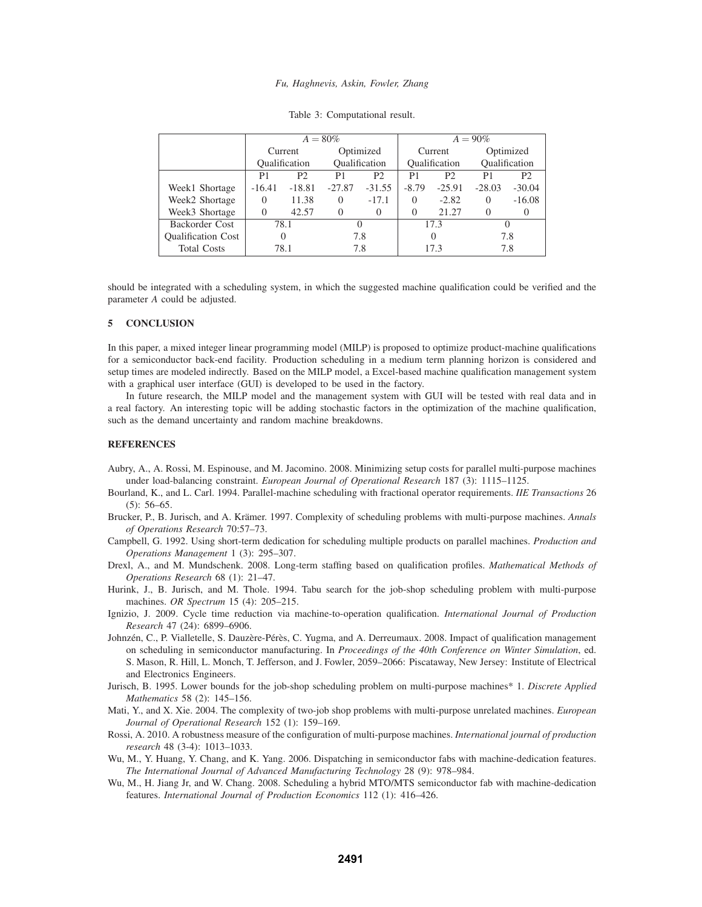Table 3: Computational result.

| | $A = 80\%$ | | | | $A = 90\%$ | | | |
|---|---|---|---|---|---|---|---|---|
| | Current Qualification | | Optimized Qualification | | Current Qualification | | Optimized Qualification | |
| | P1 | P2 | P1 | P2 | P1 | P2 | P1 | P2 |
| Week1 Shortage | -16.41 | -18.81 | -27.87 | -31.55 | -8.79 | -25.91 | -28.03 | -30.04 |
| Week2 Shortage | 0 | 11.38 | 0 | -17.1 | 0 | -2.82 | 0 | -16.08 |
| Week3 Shortage | 0 | 42.57 | 0 | 0 | 0 | 21.27 | 0 | 0 |
| Backorder Cost | 78.1 | | 0 | | 17.3 | | 0 | |
| Qualification Cost | 0 | | 7.8 | | 0 | | 7.8 | |
| Total Costs | 78.1 | | 7.8 | | 17.3 | | 7.8 | |

should be integrated with a scheduling system, in which the suggested machine qualification could be verified and the parameter $A$ could be adjusted.

## 5 CONCLUSION

In this paper, a mixed integer linear programming model (MILP) is proposed to optimize product-machine qualifications for a semiconductor back-end facility. Production scheduling in a medium term planning horizon is considered and setup times are modeled indirectly. Based on the MILP model, a Excel-based machine qualification management system with a graphical user interface (GUI) is developed to be used in the factory.

In future research, the MILP model and the management system with GUI will be tested with real data and in a real factory. An interesting topic will be adding stochastic factors in the optimization of the machine qualification, such as the demand uncertainty and random machine breakdowns.

## REFERENCES

Aubry, A., A. Rossi, M. Espinouse, and M. Jacomino. 2008. Minimizing setup costs for parallel multi-purpose machines under load-balancing constraint. *European Journal of Operational Research* 187 (3): 1115–1125.

Bourland, K., and L. Carl. 1994. Parallel-machine scheduling with fractional operator requirements. *IIE Transactions* 26 (5): 56–65.

Brucker, P., B. Jurisch, and A. Krämer. 1997. Complexity of scheduling problems with multi-purpose machines. *Annals of Operations Research* 70:57–73.

Campbell, G. 1992. Using short-term dedication for scheduling multiple products on parallel machines. *Production and Operations Management* 1 (3): 295–307.

Drexl, A., and M. Mundschenk. 2008. Long-term staffing based on qualification profiles. *Mathematical Methods of Operations Research* 68 (1): 21–47.

Hurink, J., B. Jurisch, and M. Thole. 1994. Tabu search for the job-shop scheduling problem with multi-purpose machines. *OR Spectrum* 15 (4): 205–215.

Ignizio, J. 2009. Cycle time reduction via machine-to-operation qualification. *International Journal of Production Research* 47 (24): 6899–6906.

Johnzén, C., P. Vialletelle, S. Dauzère-Pérès, C. Yugma, and A. Derreumaux. 2008. Impact of qualification management on scheduling in semiconductor manufacturing. In *Proceedings of the 40th Conference on Winter Simulation*, ed. S. Mason, R. Hill, L. Monch, T. Jefferson, and J. Fowler, 2059–2066: Piscataway, New Jersey: Institute of Electrical and Electronics Engineers.

Jurisch, B. 1995. Lower bounds for the job-shop scheduling problem on multi-purpose machines* 1. *Discrete Applied Mathematics* 58 (2): 145–156.

Mati, Y., and X. Xie. 2004. The complexity of two-job shop problems with multi-purpose unrelated machines. *European Journal of Operational Research* 152 (1): 159–169.

Rossi, A. 2010. A robustness measure of the configuration of multi-purpose machines. *International journal of production research* 48 (3-4): 1013–1033.

Wu, M., Y. Huang, Y. Chang, and K. Yang. 2006. Dispatching in semiconductor fabs with machine-dedication features. *The International Journal of Advanced Manufacturing Technology* 28 (9): 978–984.

Wu, M., H. Jiang Jr, and W. Chang. 2008. Scheduling a hybrid MTO/MTS semiconductor fab with machine-dedication features. *International Journal of Production Economics* 112 (1): 416–426.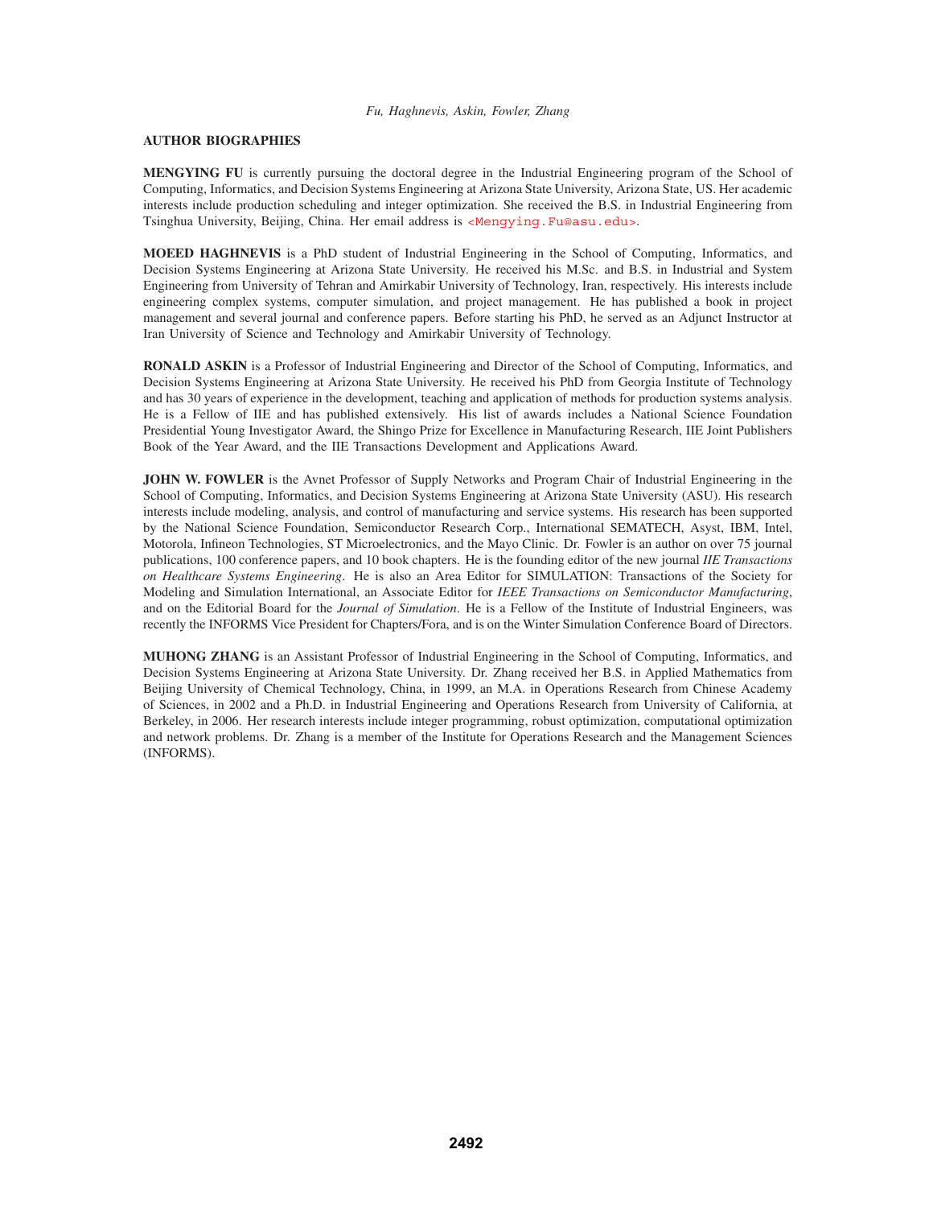## AUTHOR BIOGRAPHIES

**MENGYING FU** is currently pursuing the doctoral degree in the Industrial Engineering program of the School of Computing, Informatics, and Decision Systems Engineering at Arizona State University, Arizona State, US. Her academic interests include production scheduling and integer optimization. She received the B.S. in Industrial Engineering from Tsinghua University, Beijing, China. Her email address is <Mengying.Fu@asu.edu>.

**MOEED HAGHNEVIS** is a PhD student of Industrial Engineering in the School of Computing, Informatics, and Decision Systems Engineering at Arizona State University. He received his M.Sc. and B.S. in Industrial and System Engineering from University of Tehran and Amirkabir University of Technology, Iran, respectively. His interests include engineering complex systems, computer simulation, and project management. He has published a book in project management and several journal and conference papers. Before starting his PhD, he served as an Adjunct Instructor at Iran University of Science and Technology and Amirkabir University of Technology.

**RONALD ASKIN** is a Professor of Industrial Engineering and Director of the School of Computing, Informatics, and Decision Systems Engineering at Arizona State University. He received his PhD from Georgia Institute of Technology and has 30 years of experience in the development, teaching and application of methods for production systems analysis. He is a Fellow of IIE and has published extensively. His list of awards includes a National Science Foundation Presidential Young Investigator Award, the Shingo Prize for Excellence in Manufacturing Research, IIE Joint Publishers Book of the Year Award, and the IIE Transactions Development and Applications Award.

**JOHN W. FOWLER** is the Avnet Professor of Supply Networks and Program Chair of Industrial Engineering in the School of Computing, Informatics, and Decision Systems Engineering at Arizona State University (ASU). His research interests include modeling, analysis, and control of manufacturing and service systems. His research has been supported by the National Science Foundation, Semiconductor Research Corp., International SEMATECH, Asyst, IBM, Intel, Motorola, Infineon Technologies, ST Microelectronics, and the Mayo Clinic. Dr. Fowler is an author on over 75 journal publications, 100 conference papers, and 10 book chapters. He is the founding editor of the new journal *IIE Transactions on Healthcare Systems Engineering*. He is also an Area Editor for SIMULATION: Transactions of the Society for Modeling and Simulation International, an Associate Editor for *IEEE Transactions on Semiconductor Manufacturing*, and on the Editorial Board for the *Journal of Simulation*. He is a Fellow of the Institute of Industrial Engineers, was recently the INFORMS Vice President for Chapters/Fora, and is on the Winter Simulation Conference Board of Directors.

**MUHONG ZHANG** is an Assistant Professor of Industrial Engineering in the School of Computing, Informatics, and Decision Systems Engineering at Arizona State University. Dr. Zhang received her B.S. in Applied Mathematics from Beijing University of Chemical Technology, China, in 1999, an M.A. in Operations Research from Chinese Academy of Sciences, in 2002 and a Ph.D. in Industrial Engineering and Operations Research from University of California, at Berkeley, in 2006. Her research interests include integer programming, robust optimization, computational optimization and network problems. Dr. Zhang is a member of the Institute for Operations Research and the Management Sciences (INFORMS).